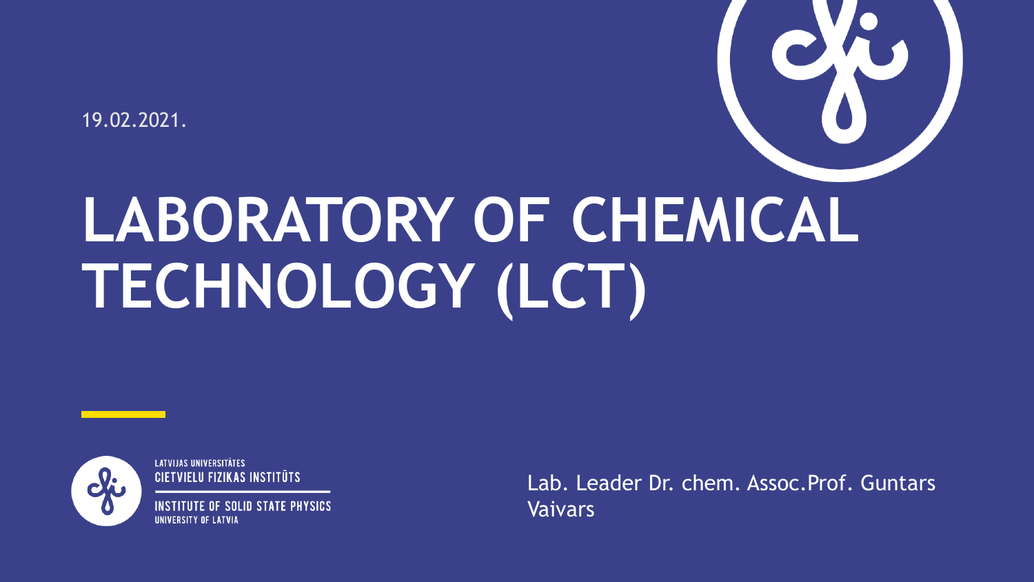19.02.2021.

# LABORATORY OF CHEMICAL TECHNOLOGY (LCT)

LATVIJAS UNIVERSITĀTES
CIETVIELU FIZIKAS INSTITŪTS

INSTITUTE OF SOLID STATE PHYSICS
UNIVERSITY OF LATVIA

Lab. Leader Dr. chem. Assoc.Prof. Guntars Vaivars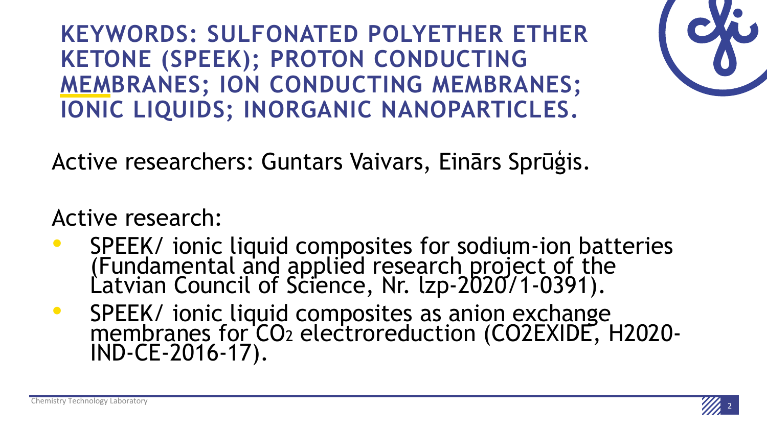# KEYWORDS: SULFONATED POLYETHER ETHER KETONE (SPEEK); PROTON CONDUCTING MEMBRANES; ION CONDUCTING MEMBRANES; IONIC LIQUIDS; INORGANIC NANOPARTICLES.

Active researchers: Guntars Vaivars, Einārs Sprūģis.

Active research:

- SPEEK/ ionic liquid composites for sodium-ion batteries (Fundamental and applied research project of the Latvian Council of Science, Nr. lzp-2020/1-0391).
- SPEEK/ ionic liquid composites as anion exchange membranes for $CO_2$ electroreduction (CO2EXIDE, H2020-IND-CE-2016-17).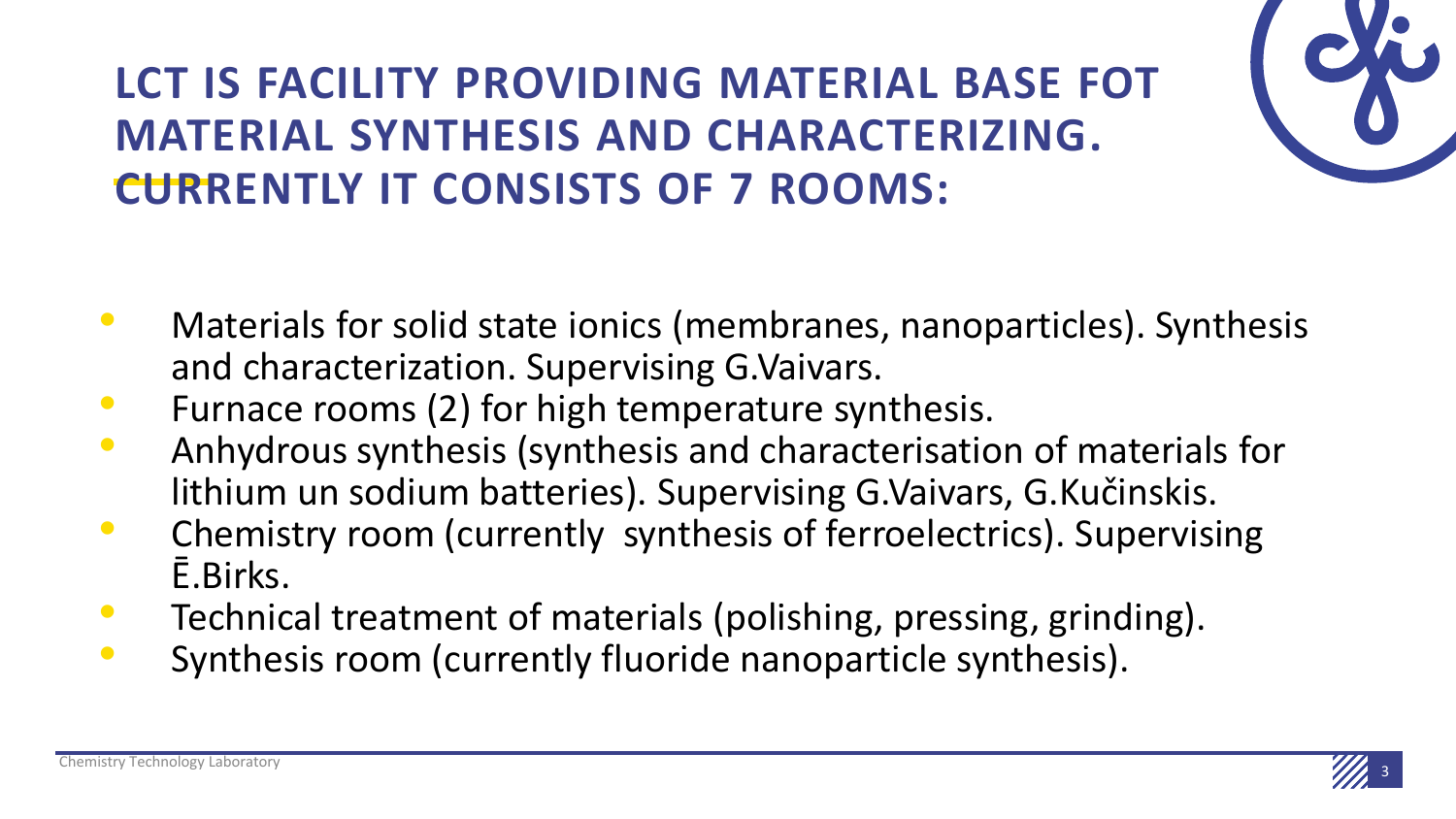# LCT IS FACILITY PROVIDING MATERIAL BASE FOT MATERIAL SYNTHESIS AND CHARACTERIZING. CURRENTLY IT CONSISTS OF 7 ROOMS:

- Materials for solid state ionics (membranes, nanoparticles). Synthesis and characterization. Supervising G.Vaivars.
- Furnace rooms (2) for high temperature synthesis.
- Anhydrous synthesis (synthesis and characterisation of materials for lithium un sodium batteries). Supervising G.Vaivars, G.Kučinskis.
- Chemistry room (currently synthesis of ferroelectrics). Supervising Ē.Birks.
- Technical treatment of materials (polishing, pressing, grinding).
- Synthesis room (currently fluoride nanoparticle synthesis).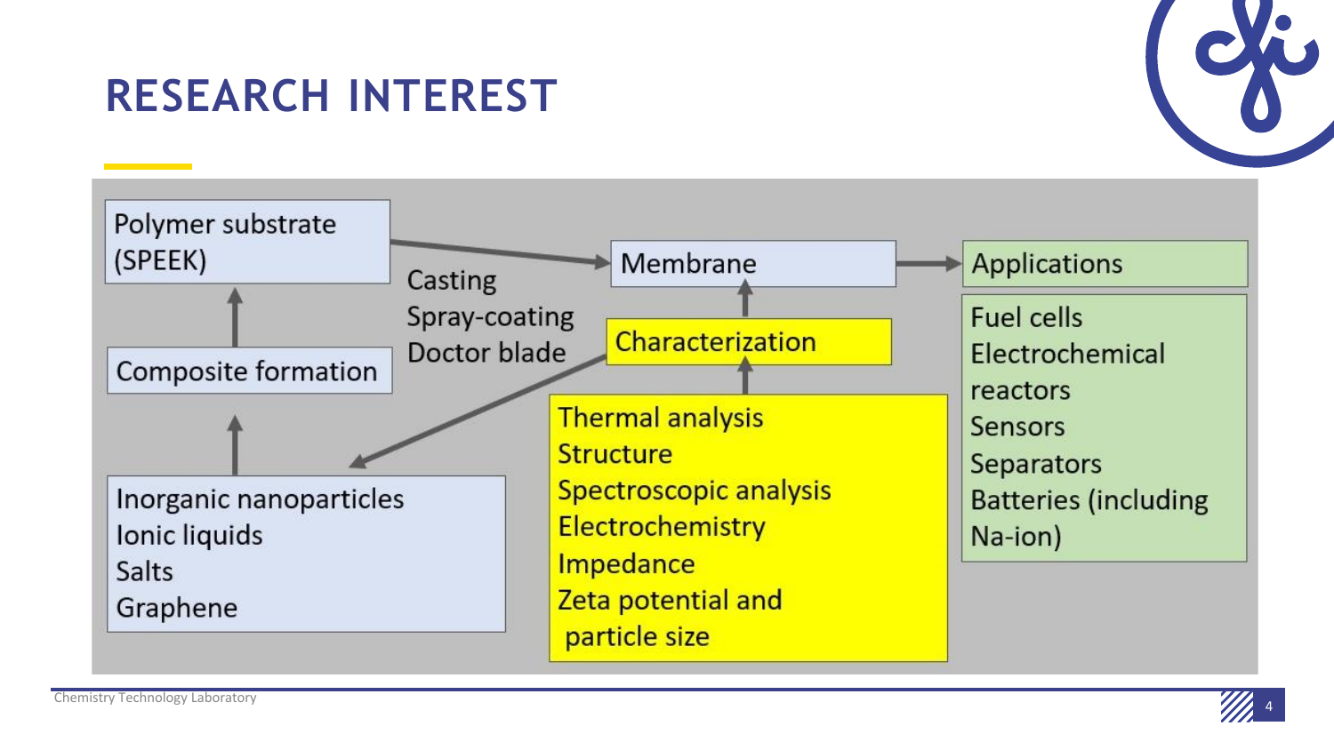# RESEARCH INTEREST

Polymer substrate (SPEEK)

Composite formation

Inorganic nanoparticles
Ionic liquids
Salts
Graphene

Casting
Spray-coating
Doctor blade

Membrane

Characterization

Thermal analysis
Structure
Spectroscopic analysis
Electrochemistry
Impedance
Zeta potential and particle size

Applications

Fuel cells
Electrochemical reactors
Sensors
Separators
Batteries (including Na-ion)

Chemistry Technology Laboratory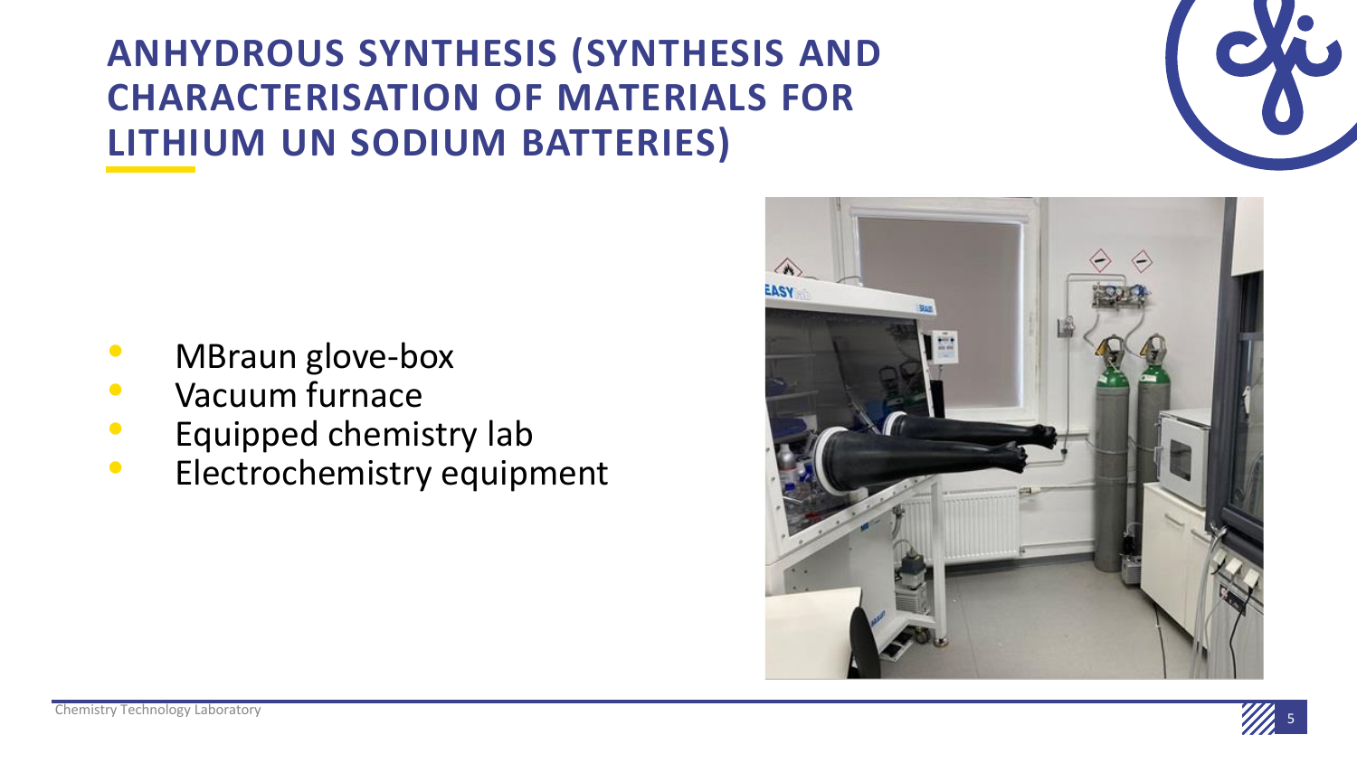# ANHYDROUS SYNTHESIS (SYNTHESIS AND CHARACTERISATION OF MATERIALS FOR LITHIUM UN SODIUM BATTERIES)

- MBraun glove-box
- Vacuum furnace
- Equipped chemistry lab
- Electrochemistry equipment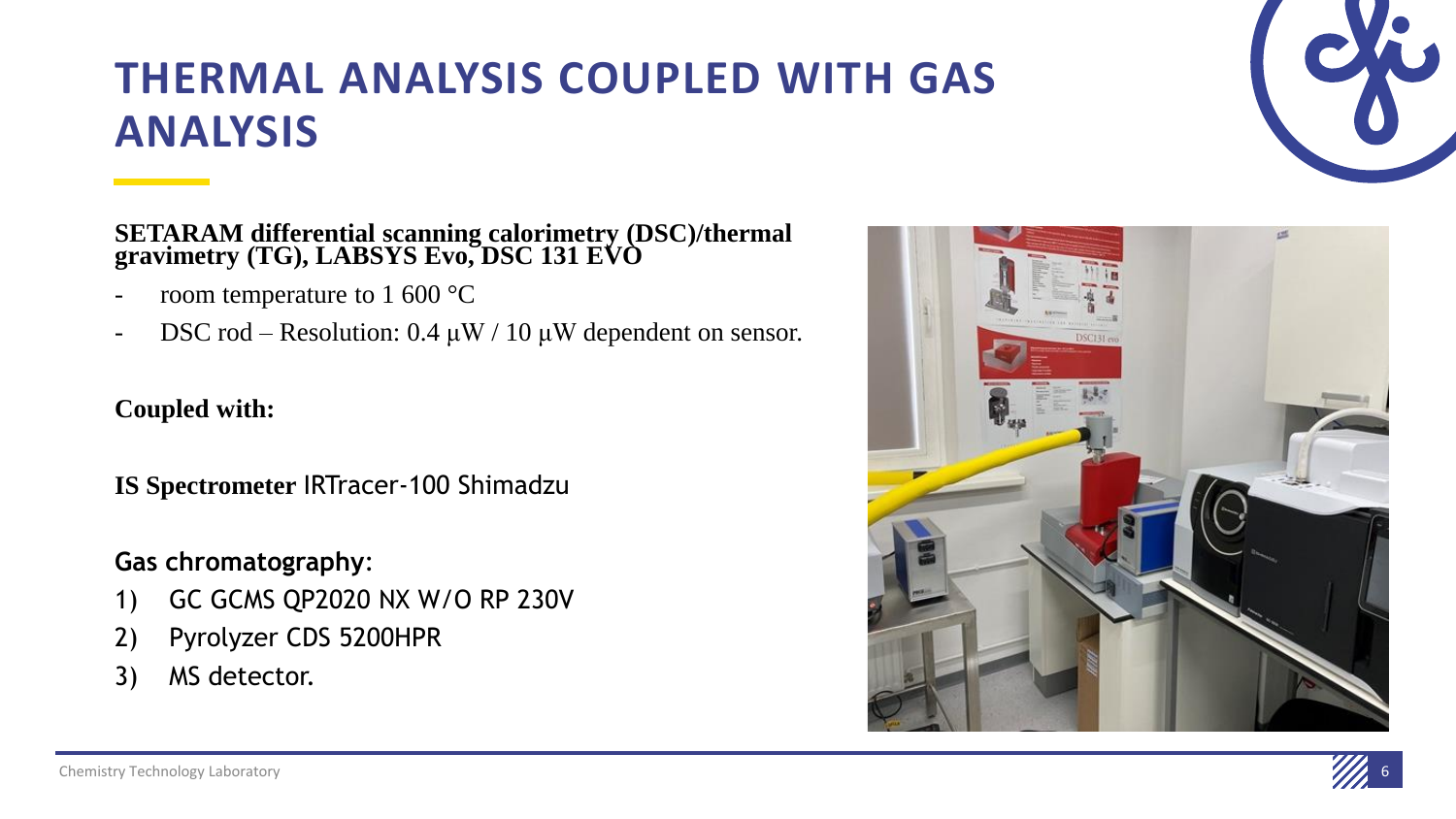# THERMAL ANALYSIS COUPLED WITH GAS ANALYSIS

**SETARAM differential scanning calorimetry (DSC)/thermal gravimetry (TG), LABSYS Evo, DSC 131 EVO**

- room temperature to 1 600 °C
- DSC rod – Resolution: 0.4 μW / 10 μW dependent on sensor.

**Coupled with:**

**IS Spectrometer** IRTracer-100 Shimadzu

**Gas chromatography**:

1) GC GCMS QP2020 NX W/O RP 230V
2) Pyrolyzer CDS 5200HPR
3) MS detector.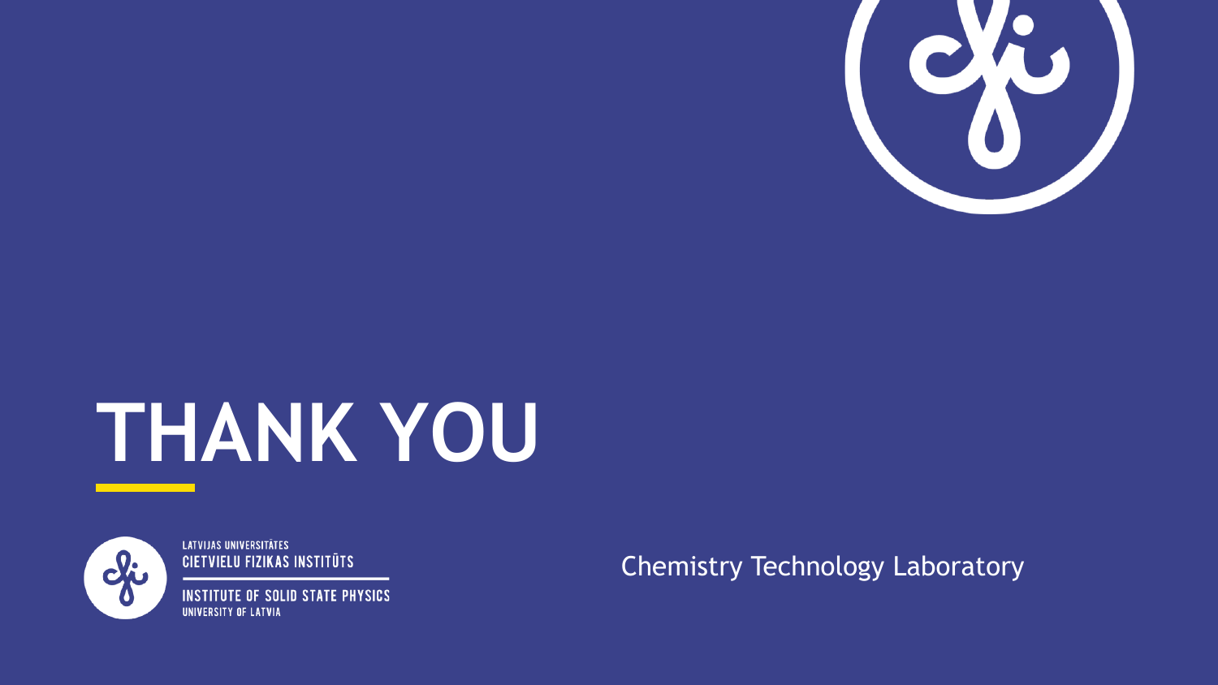# THANK YOU

LATVIJAS UNIVERSITĀTES
CIETVIELU FIZIKAS INSTITŪTS

INSTITUTE OF SOLID STATE PHYSICS
UNIVERSITY OF LATVIA

Chemistry Technology Laboratory